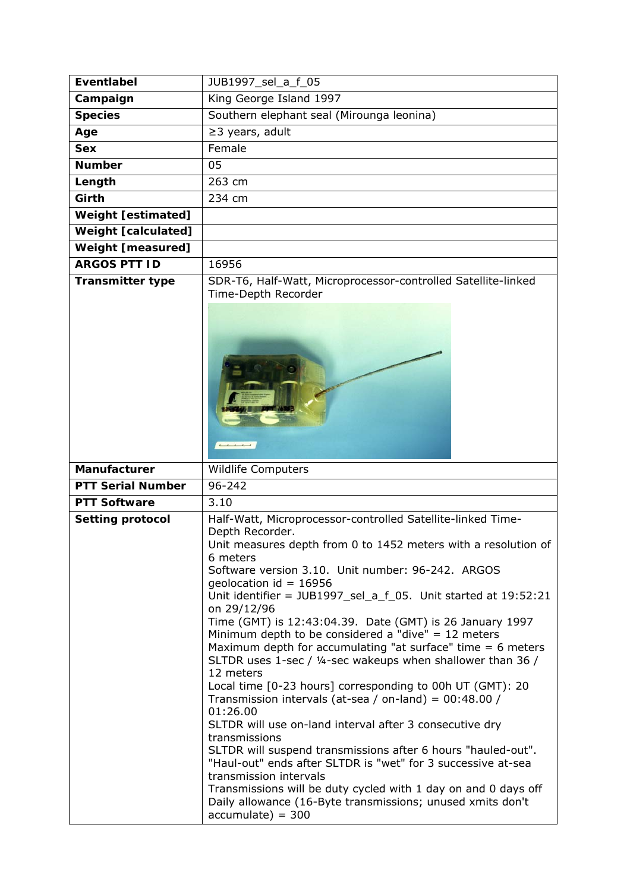| Eventlabel | JUB1997_sel_a_f_05 |
|---|---|
| **Campaign** | King George Island 1997 |
| **Species** | Southern elephant seal (Mirounga leonina) |
| **Age** | ≥3 years, adult |
| **Sex** | Female |
| **Number** | 05 |
| **Length** | 263 cm |
| **Girth** | 234 cm |
| **Weight [estimated]** | |
| **Weight [calculated]** | |
| **Weight [measured]** | |
| **ARGOS PTT ID** | 16956 |
| **Transmitter type** | SDR-T6, Half-Watt, Microprocessor-controlled Satellite-linked Time-Depth Recorder |
| **Manufacturer** | Wildlife Computers |
| **PTT Serial Number** | 96-242 |
| **PTT Software** | 3.10 |
| **Setting protocol** | Half-Watt, Microprocessor-controlled Satellite-linked Time-Depth Recorder.<br>Unit measures depth from 0 to 1452 meters with a resolution of 6 meters<br>Software version 3.10. Unit number: 96-242. ARGOS geolocation id = 16956<br>Unit identifier = JUB1997_sel_a_f_05. Unit started at 19:52:21 on 29/12/96<br>Time (GMT) is 12:43:04.39. Date (GMT) is 26 January 1997<br>Minimum depth to be considered a "dive" = 12 meters<br>Maximum depth for accumulating "at surface" time = 6 meters<br>SLTDR uses 1-sec / ¼-sec wakeups when shallower than 36 / 12 meters<br>Local time [0-23 hours] corresponding to 00h UT (GMT): 20<br>Transmission intervals (at-sea / on-land) = 00:48.00 / 01:26.00<br>SLTDR will use on-land interval after 3 consecutive dry transmissions<br>SLTDR will suspend transmissions after 6 hours "hauled-out". "Haul-out" ends after SLTDR is "wet" for 3 successive at-sea transmission intervals<br>Transmissions will be duty cycled with 1 day on and 0 days off<br>Daily allowance (16-Byte transmissions; unused xmits don't accumulate) = 300 |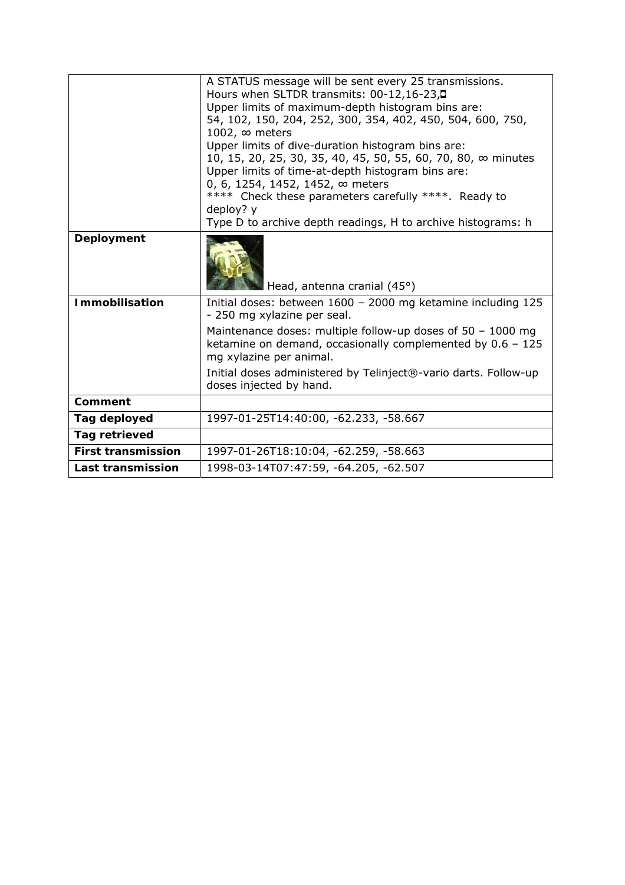| | |
|---|---|
| | A STATUS message will be sent every 25 transmissions.<br>Hours when SLTDR transmits: 00-12,16-23,◘<br>Upper limits of maximum-depth histogram bins are:<br>54, 102, 150, 204, 252, 300, 354, 402, 450, 504, 600, 750, 1002, ∞ meters<br>Upper limits of dive-duration histogram bins are:<br>10, 15, 20, 25, 30, 35, 40, 45, 50, 55, 60, 70, 80, ∞ minutes<br>Upper limits of time-at-depth histogram bins are:<br>0, 6, 1254, 1452, 1452, ∞ meters<br>**** Check these parameters carefully ****. Ready to deploy? y<br>Type D to archive depth readings, H to archive histograms: h |
| **Deployment** | Head, antenna cranial (45°) |
| **Immobilisation** | Initial doses: between 1600 – 2000 mg ketamine including 125 - 250 mg xylazine per seal.<br>Maintenance doses: multiple follow-up doses of 50 – 1000 mg ketamine on demand, occasionally complemented by 0.6 – 125 mg xylazine per animal.<br>Initial doses administered by Telinject®-vario darts. Follow-up doses injected by hand. |
| **Comment** | |
| **Tag deployed** | 1997-01-25T14:40:00, -62.233, -58.667 |
| **Tag retrieved** | |
| **First transmission** | 1997-01-26T18:10:04, -62.259, -58.663 |
| **Last transmission** | 1998-03-14T07:47:59, -64.205, -62.507 |